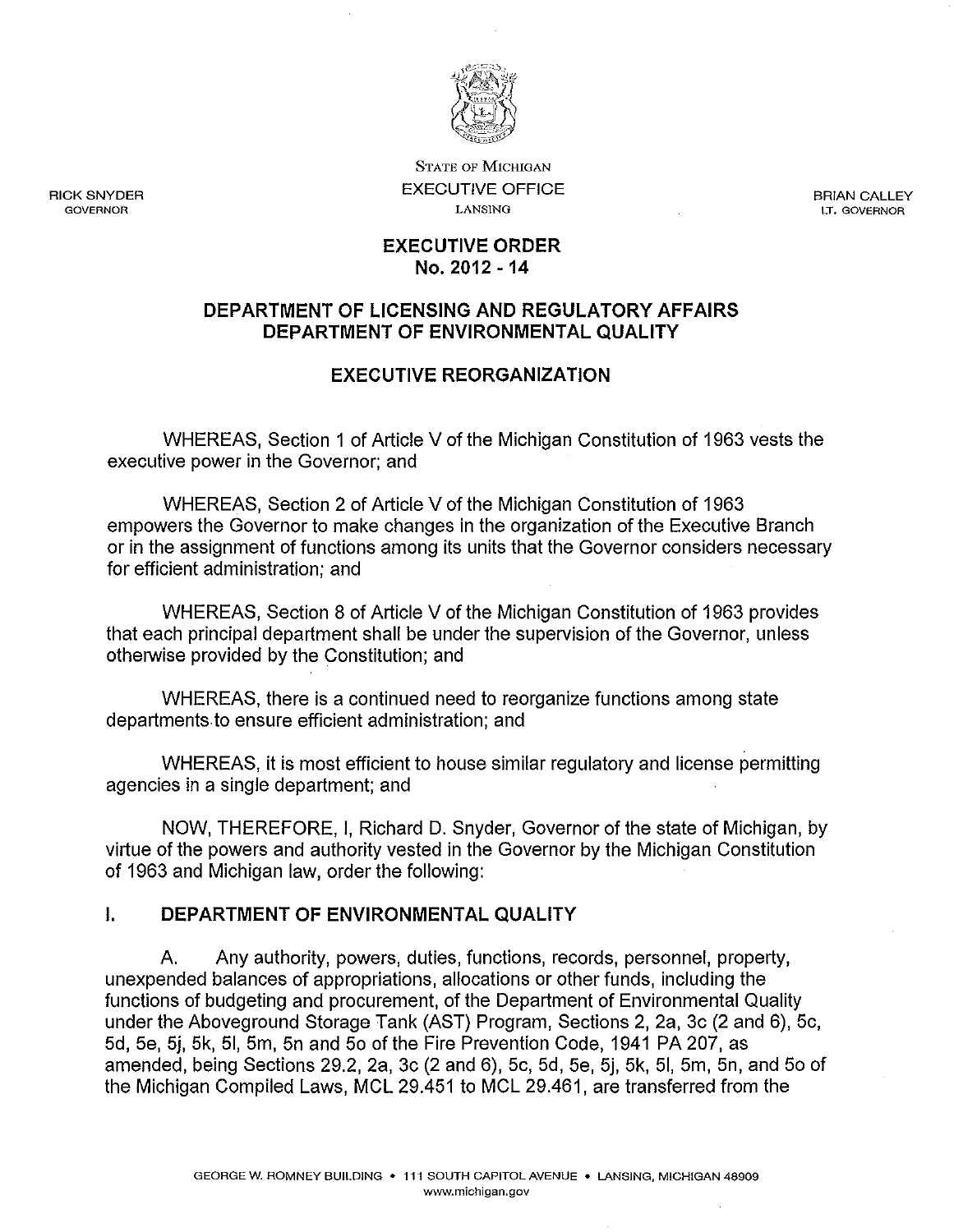RICK SNYDER
GOVERNOR

STATE OF MICHIGAN
EXECUTIVE OFFICE
LANSING

BRIAN CALLEY
LT. GOVERNOR

# EXECUTIVE ORDER
## No. 2012 - 14

## DEPARTMENT OF LICENSING AND REGULATORY AFFAIRS
## DEPARTMENT OF ENVIRONMENTAL QUALITY

## EXECUTIVE REORGANIZATION

WHEREAS, Section 1 of Article V of the Michigan Constitution of 1963 vests the executive power in the Governor; and

WHEREAS, Section 2 of Article V of the Michigan Constitution of 1963 empowers the Governor to make changes in the organization of the Executive Branch or in the assignment of functions among its units that the Governor considers necessary for efficient administration; and

WHEREAS, Section 8 of Article V of the Michigan Constitution of 1963 provides that each principal department shall be under the supervision of the Governor, unless otherwise provided by the Constitution; and

WHEREAS, there is a continued need to reorganize functions among state departments to ensure efficient administration; and

WHEREAS, it is most efficient to house similar regulatory and license permitting agencies in a single department; and

NOW, THEREFORE, I, Richard D. Snyder, Governor of the state of Michigan, by virtue of the powers and authority vested in the Governor by the Michigan Constitution of 1963 and Michigan law, order the following:

## I. DEPARTMENT OF ENVIRONMENTAL QUALITY

A. Any authority, powers, duties, functions, records, personnel, property, unexpended balances of appropriations, allocations or other funds, including the functions of budgeting and procurement, of the Department of Environmental Quality under the Aboveground Storage Tank (AST) Program, Sections 2, 2a, 3c (2 and 6), 5c, 5d, 5e, 5j, 5k, 5l, 5m, 5n and 5o of the Fire Prevention Code, 1941 PA 207, as amended, being Sections 29.2, 2a, 3c (2 and 6), 5c, 5d, 5e, 5j, 5k, 5l, 5m, 5n, and 5o of the Michigan Compiled Laws, MCL 29.451 to MCL 29.461, are transferred from the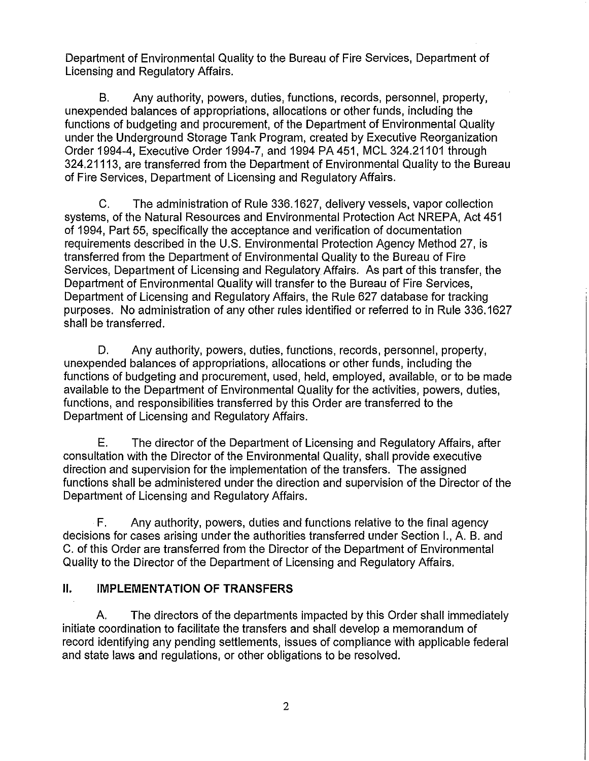Department of Environmental Quality to the Bureau of Fire Services, Department of Licensing and Regulatory Affairs.

B. Any authority, powers, duties, functions, records, personnel, property, unexpended balances of appropriations, allocations or other funds, including the functions of budgeting and procurement, of the Department of Environmental Quality under the Underground Storage Tank Program, created by Executive Reorganization Order 1994-4, Executive Order 1994-7, and 1994 PA 451, MCL 324.21101 through 324.21113, are transferred from the Department of Environmental Quality to the Bureau of Fire Services, Department of Licensing and Regulatory Affairs.

C. The administration of Rule 336.1627, delivery vessels, vapor collection systems, of the Natural Resources and Environmental Protection Act NREPA, Act 451 of 1994, Part 55, specifically the acceptance and verification of documentation requirements described in the U.S. Environmental Protection Agency Method 27, is transferred from the Department of Environmental Quality to the Bureau of Fire Services, Department of Licensing and Regulatory Affairs. As part of this transfer, the Department of Environmental Quality will transfer to the Bureau of Fire Services, Department of Licensing and Regulatory Affairs, the Rule 627 database for tracking purposes. No administration of any other rules identified or referred to in Rule 336.1627 shall be transferred.

D. Any authority, powers, duties, functions, records, personnel, property, unexpended balances of appropriations, allocations or other funds, including the functions of budgeting and procurement, used, held, employed, available, or to be made available to the Department of Environmental Quality for the activities, powers, duties, functions, and responsibilities transferred by this Order are transferred to the Department of Licensing and Regulatory Affairs.

E. The director of the Department of Licensing and Regulatory Affairs, after consultation with the Director of the Environmental Quality, shall provide executive direction and supervision for the implementation of the transfers. The assigned functions shall be administered under the direction and supervision of the Director of the Department of Licensing and Regulatory Affairs.

F. Any authority, powers, duties and functions relative to the final agency decisions for cases arising under the authorities transferred under Section I., A. B. and C. of this Order are transferred from the Director of the Department of Environmental Quality to the Director of the Department of Licensing and Regulatory Affairs.

## II. IMPLEMENTATION OF TRANSFERS

A. The directors of the departments impacted by this Order shall immediately initiate coordination to facilitate the transfers and shall develop a memorandum of record identifying any pending settlements, issues of compliance with applicable federal and state laws and regulations, or other obligations to be resolved.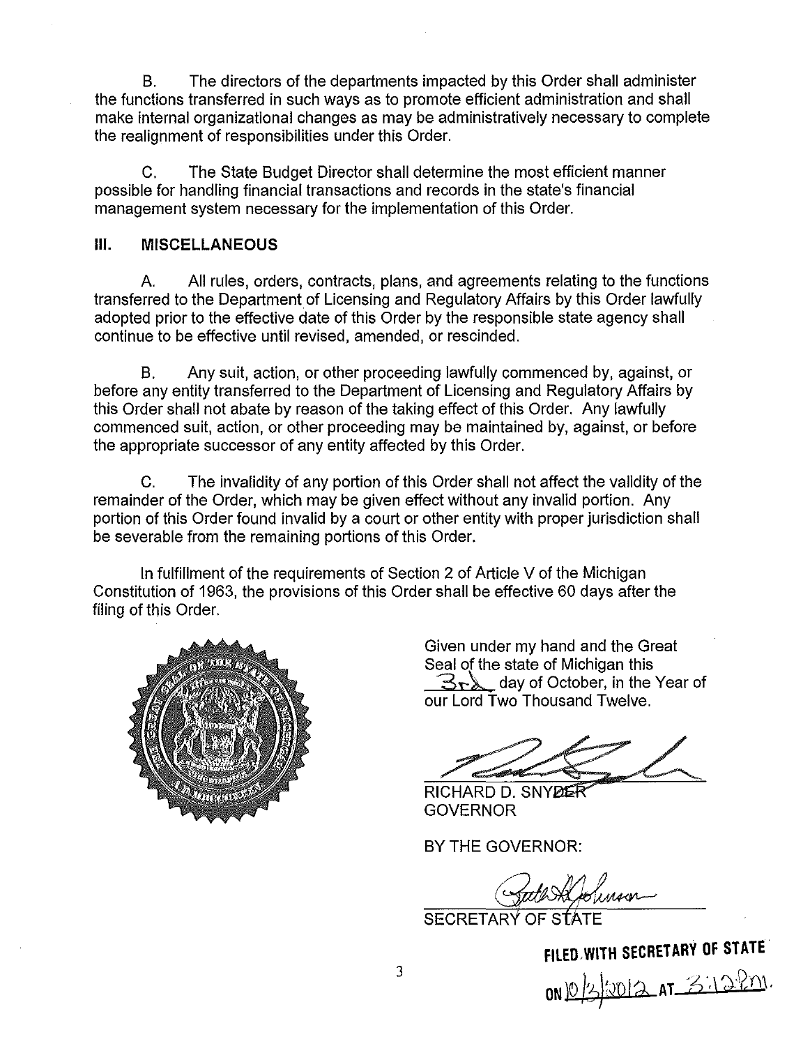B. The directors of the departments impacted by this Order shall administer the functions transferred in such ways as to promote efficient administration and shall make internal organizational changes as may be administratively necessary to complete the realignment of responsibilities under this Order.

C. The State Budget Director shall determine the most efficient manner possible for handling financial transactions and records in the state's financial management system necessary for the implementation of this Order.

## III. MISCELLANEOUS

A. All rules, orders, contracts, plans, and agreements relating to the functions transferred to the Department of Licensing and Regulatory Affairs by this Order lawfully adopted prior to the effective date of this Order by the responsible state agency shall continue to be effective until revised, amended, or rescinded.

B. Any suit, action, or other proceeding lawfully commenced by, against, or before any entity transferred to the Department of Licensing and Regulatory Affairs by this Order shall not abate by reason of the taking effect of this Order. Any lawfully commenced suit, action, or other proceeding may be maintained by, against, or before the appropriate successor of any entity affected by this Order.

C. The invalidity of any portion of this Order shall not affect the validity of the remainder of the Order, which may be given effect without any invalid portion. Any portion of this Order found invalid by a court or other entity with proper jurisdiction shall be severable from the remaining portions of this Order.

In fulfillment of the requirements of Section 2 of Article V of the Michigan Constitution of 1963, the provisions of this Order shall be effective 60 days after the filing of this Order.

Given under my hand and the Great Seal of the state of Michigan this 3rd day of October, in the Year of our Lord Two Thousand Twelve.

RICHARD D. SNYDER
GOVERNOR

BY THE GOVERNOR:

SECRETARY OF STATE

FILED WITH SECRETARY OF STATE
ON 10/3/2012 AT 3:12 P.M.